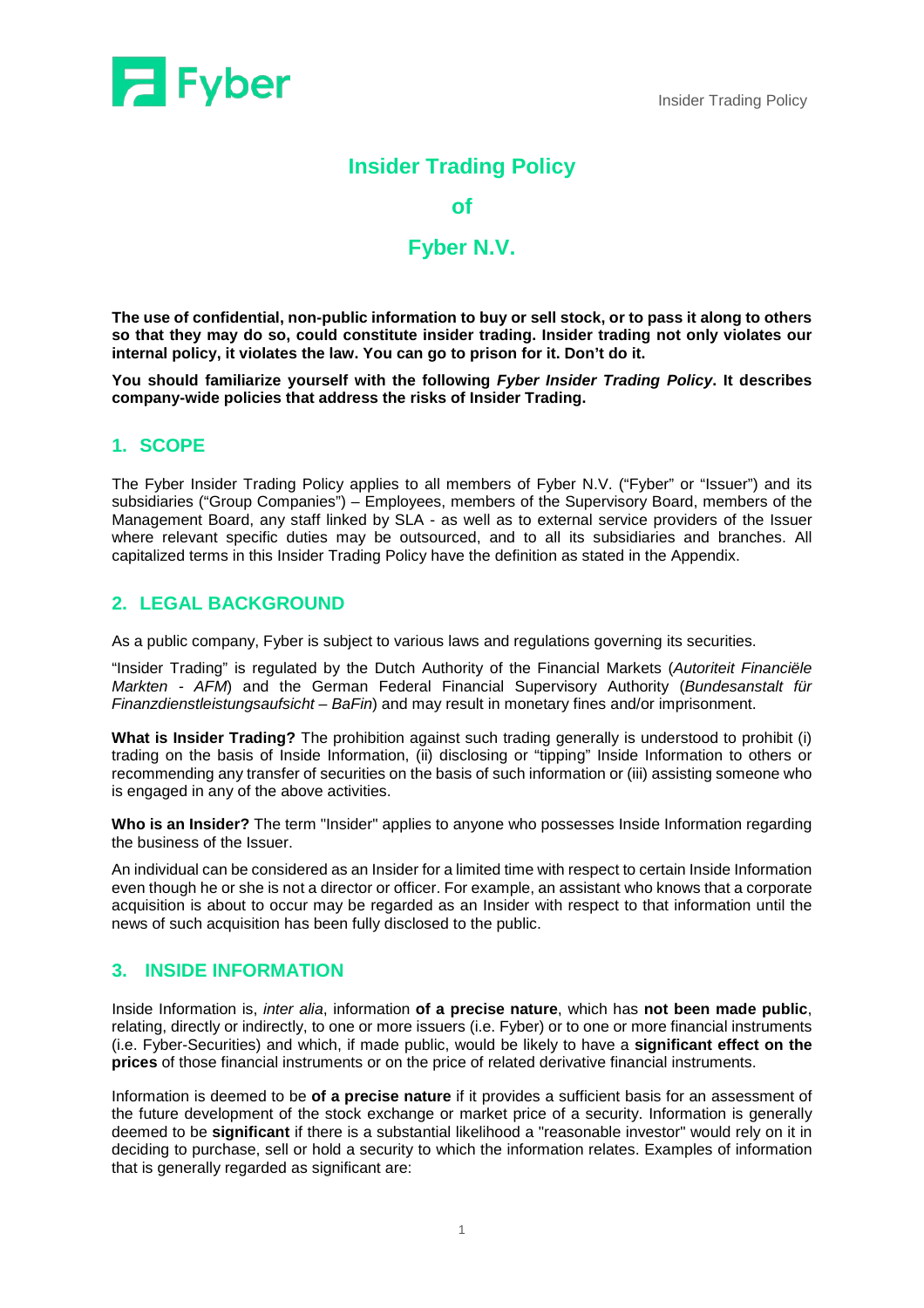# Insider Trading Policy

## of

## Fyber N.V.

**The use of confidential, non-public information to buy or sell stock, or to pass it along to others so that they may do so, could constitute insider trading. Insider trading not only violates our internal policy, it violates the law. You can go to prison for it. Don't do it.**

**You should familiarize yourself with the following *Fyber Insider Trading Policy*. It describes company-wide policies that address the risks of Insider Trading.**

## 1. SCOPE

The Fyber Insider Trading Policy applies to all members of Fyber N.V. ("Fyber" or "Issuer") and its subsidiaries ("Group Companies") – Employees, members of the Supervisory Board, members of the Management Board, any staff linked by SLA - as well as to external service providers of the Issuer where relevant specific duties may be outsourced, and to all its subsidiaries and branches. All capitalized terms in this Insider Trading Policy have the definition as stated in the Appendix.

## 2. LEGAL BACKGROUND

As a public company, Fyber is subject to various laws and regulations governing its securities.

"Insider Trading" is regulated by the Dutch Authority of the Financial Markets (*Autoriteit Financiële Markten - AFM*) and the German Federal Financial Supervisory Authority (*Bundesanstalt für Finanzdienstleistungsaufsicht – BaFin*) and may result in monetary fines and/or imprisonment.

**What is Insider Trading?** The prohibition against such trading generally is understood to prohibit (i) trading on the basis of Inside Information, (ii) disclosing or "tipping" Inside Information to others or recommending any transfer of securities on the basis of such information or (iii) assisting someone who is engaged in any of the above activities.

**Who is an Insider?** The term "Insider" applies to anyone who possesses Inside Information regarding the business of the Issuer.

An individual can be considered as an Insider for a limited time with respect to certain Inside Information even though he or she is not a director or officer. For example, an assistant who knows that a corporate acquisition is about to occur may be regarded as an Insider with respect to that information until the news of such acquisition has been fully disclosed to the public.

## 3. INSIDE INFORMATION

Inside Information is, *inter alia*, information **of a precise nature**, which has **not been made public**, relating, directly or indirectly, to one or more issuers (i.e. Fyber) or to one or more financial instruments (i.e. Fyber-Securities) and which, if made public, would be likely to have a **significant effect on the prices** of those financial instruments or on the price of related derivative financial instruments.

Information is deemed to be **of a precise nature** if it provides a sufficient basis for an assessment of the future development of the stock exchange or market price of a security. Information is generally deemed to be **significant** if there is a substantial likelihood a "reasonable investor" would rely on it in deciding to purchase, sell or hold a security to which the information relates. Examples of information that is generally regarded as significant are: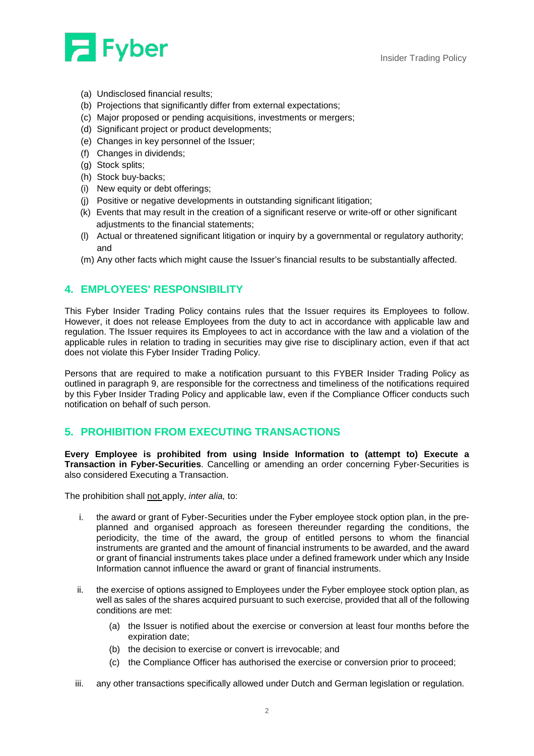(a) Undisclosed financial results;
(b) Projections that significantly differ from external expectations;
(c) Major proposed or pending acquisitions, investments or mergers;
(d) Significant project or product developments;
(e) Changes in key personnel of the Issuer;
(f) Changes in dividends;
(g) Stock splits;
(h) Stock buy-backs;
(i) New equity or debt offerings;
(j) Positive or negative developments in outstanding significant litigation;
(k) Events that may result in the creation of a significant reserve or write-off or other significant adjustments to the financial statements;
(l) Actual or threatened significant litigation or inquiry by a governmental or regulatory authority; and
(m) Any other facts which might cause the Issuer's financial results to be substantially affected.

## 4. EMPLOYEES' RESPONSIBILITY

This Fyber Insider Trading Policy contains rules that the Issuer requires its Employees to follow. However, it does not release Employees from the duty to act in accordance with applicable law and regulation. The Issuer requires its Employees to act in accordance with the law and a violation of the applicable rules in relation to trading in securities may give rise to disciplinary action, even if that act does not violate this Fyber Insider Trading Policy.

Persons that are required to make a notification pursuant to this FYBER Insider Trading Policy as outlined in paragraph 9, are responsible for the correctness and timeliness of the notifications required by this Fyber Insider Trading Policy and applicable law, even if the Compliance Officer conducts such notification on behalf of such person.

## 5. PROHIBITION FROM EXECUTING TRANSACTIONS

**Every Employee is prohibited from using Inside Information to (attempt to) Execute a Transaction in Fyber-Securities**. Cancelling or amending an order concerning Fyber-Securities is also considered Executing a Transaction.

The prohibition shall not apply, *inter alia,* to:

i. the award or grant of Fyber-Securities under the Fyber employee stock option plan, in the pre-planned and organised approach as foreseen thereunder regarding the conditions, the periodicity, the time of the award, the group of entitled persons to whom the financial instruments are granted and the amount of financial instruments to be awarded, and the award or grant of financial instruments takes place under a defined framework under which any Inside Information cannot influence the award or grant of financial instruments.

ii. the exercise of options assigned to Employees under the Fyber employee stock option plan, as well as sales of the shares acquired pursuant to such exercise, provided that all of the following conditions are met:

   (a) the Issuer is notified about the exercise or conversion at least four months before the expiration date;
   (b) the decision to exercise or convert is irrevocable; and
   (c) the Compliance Officer has authorised the exercise or conversion prior to proceed;

iii. any other transactions specifically allowed under Dutch and German legislation or regulation.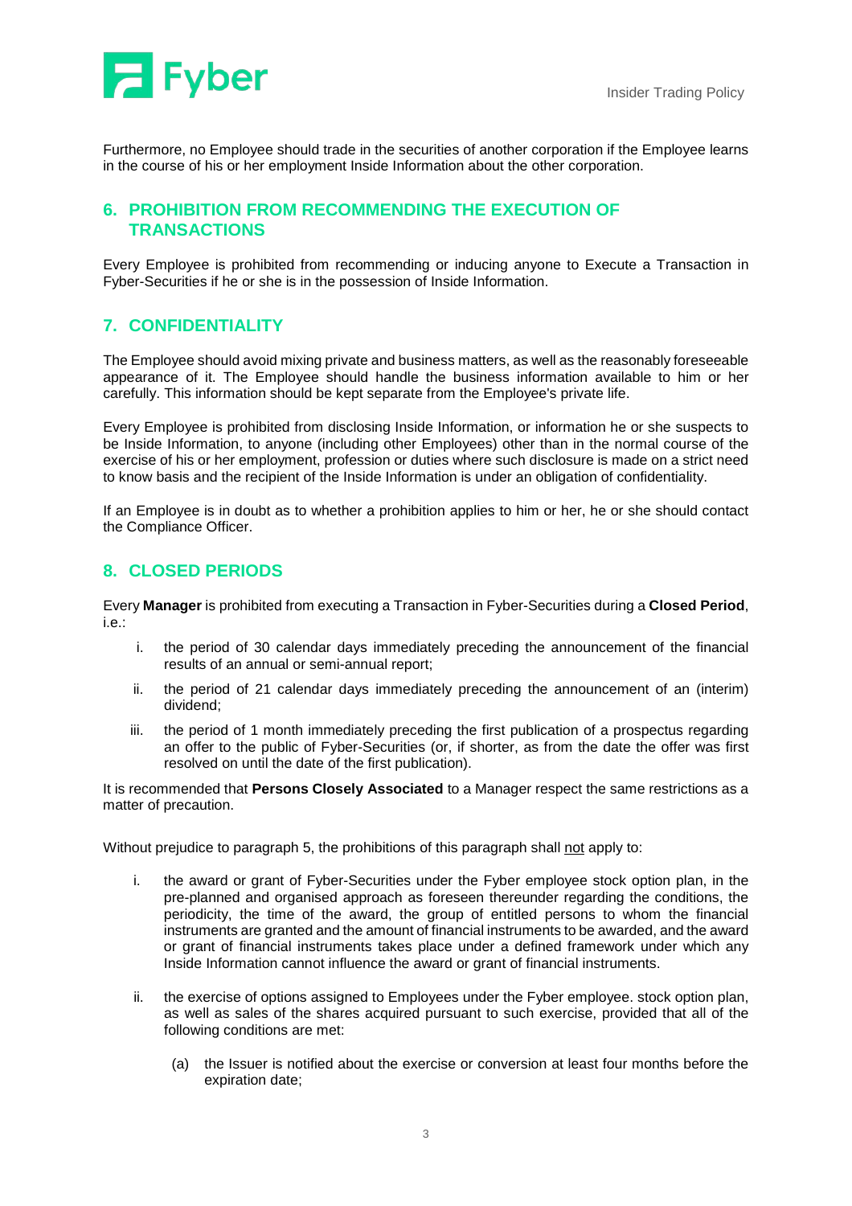Furthermore, no Employee should trade in the securities of another corporation if the Employee learns in the course of his or her employment Inside Information about the other corporation.

## 6. PROHIBITION FROM RECOMMENDING THE EXECUTION OF TRANSACTIONS

Every Employee is prohibited from recommending or inducing anyone to Execute a Transaction in Fyber-Securities if he or she is in the possession of Inside Information.

## 7. CONFIDENTIALITY

The Employee should avoid mixing private and business matters, as well as the reasonably foreseeable appearance of it. The Employee should handle the business information available to him or her carefully. This information should be kept separate from the Employee's private life.

Every Employee is prohibited from disclosing Inside Information, or information he or she suspects to be Inside Information, to anyone (including other Employees) other than in the normal course of the exercise of his or her employment, profession or duties where such disclosure is made on a strict need to know basis and the recipient of the Inside Information is under an obligation of confidentiality.

If an Employee is in doubt as to whether a prohibition applies to him or her, he or she should contact the Compliance Officer.

## 8. CLOSED PERIODS

Every **Manager** is prohibited from executing a Transaction in Fyber-Securities during a **Closed Period**, i.e.:

i. the period of 30 calendar days immediately preceding the announcement of the financial results of an annual or semi-annual report;

ii. the period of 21 calendar days immediately preceding the announcement of an (interim) dividend;

iii. the period of 1 month immediately preceding the first publication of a prospectus regarding an offer to the public of Fyber-Securities (or, if shorter, as from the date the offer was first resolved on until the date of the first publication).

It is recommended that **Persons Closely Associated** to a Manager respect the same restrictions as a matter of precaution.

Without prejudice to paragraph 5, the prohibitions of this paragraph shall not apply to:

i. the award or grant of Fyber-Securities under the Fyber employee stock option plan, in the pre-planned and organised approach as foreseen thereunder regarding the conditions, the periodicity, the time of the award, the group of entitled persons to whom the financial instruments are granted and the amount of financial instruments to be awarded, and the award or grant of financial instruments takes place under a defined framework under which any Inside Information cannot influence the award or grant of financial instruments.

ii. the exercise of options assigned to Employees under the Fyber employee. stock option plan, as well as sales of the shares acquired pursuant to such exercise, provided that all of the following conditions are met:

   (a) the Issuer is notified about the exercise or conversion at least four months before the expiration date;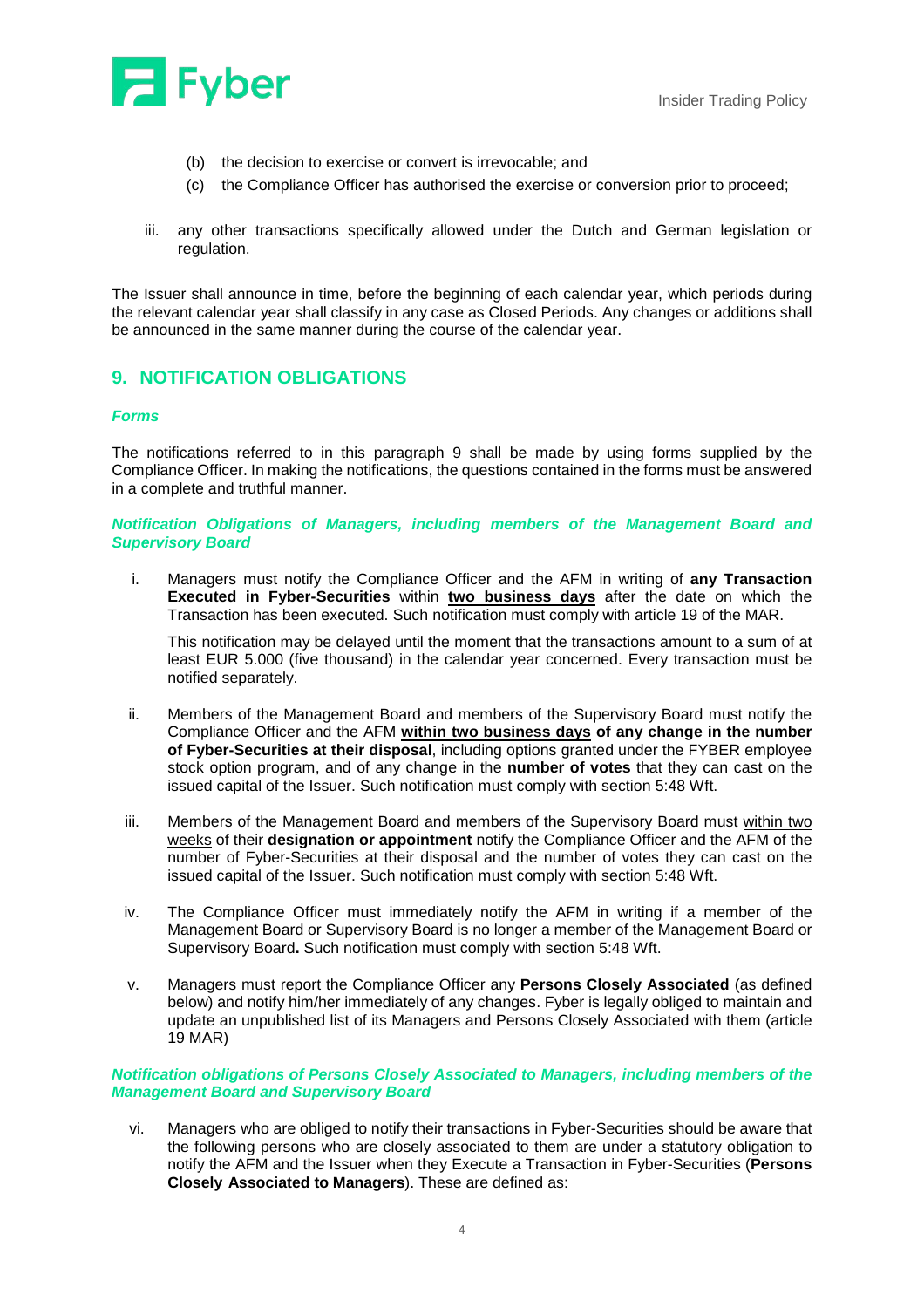(b) the decision to exercise or convert is irrevocable; and

(c) the Compliance Officer has authorised the exercise or conversion prior to proceed;

iii. any other transactions specifically allowed under the Dutch and German legislation or regulation.

The Issuer shall announce in time, before the beginning of each calendar year, which periods during the relevant calendar year shall classify in any case as Closed Periods. Any changes or additions shall be announced in the same manner during the course of the calendar year.

## 9. NOTIFICATION OBLIGATIONS

***Forms***

The notifications referred to in this paragraph 9 shall be made by using forms supplied by the Compliance Officer. In making the notifications, the questions contained in the forms must be answered in a complete and truthful manner.

***Notification Obligations of Managers, including members of the Management Board and Supervisory Board***

i. Managers must notify the Compliance Officer and the AFM in writing of **any Transaction Executed in Fyber-Securities** within **two business days** after the date on which the Transaction has been executed. Such notification must comply with article 19 of the MAR.

   This notification may be delayed until the moment that the transactions amount to a sum of at least EUR 5.000 (five thousand) in the calendar year concerned. Every transaction must be notified separately.

ii. Members of the Management Board and members of the Supervisory Board must notify the Compliance Officer and the AFM **within two business days of any change in the number of Fyber-Securities at their disposal**, including options granted under the FYBER employee stock option program, and of any change in the **number of votes** that they can cast on the issued capital of the Issuer. Such notification must comply with section 5:48 Wft.

iii. Members of the Management Board and members of the Supervisory Board must within two weeks of their **designation or appointment** notify the Compliance Officer and the AFM of the number of Fyber-Securities at their disposal and the number of votes they can cast on the issued capital of the Issuer. Such notification must comply with section 5:48 Wft.

iv. The Compliance Officer must immediately notify the AFM in writing if a member of the Management Board or Supervisory Board is no longer a member of the Management Board or Supervisory Board**.** Such notification must comply with section 5:48 Wft.

v. Managers must report the Compliance Officer any **Persons Closely Associated** (as defined below) and notify him/her immediately of any changes. Fyber is legally obliged to maintain and update an unpublished list of its Managers and Persons Closely Associated with them (article 19 MAR)

***Notification obligations of Persons Closely Associated to Managers, including members of the Management Board and Supervisory Board***

vi. Managers who are obliged to notify their transactions in Fyber-Securities should be aware that the following persons who are closely associated to them are under a statutory obligation to notify the AFM and the Issuer when they Execute a Transaction in Fyber-Securities (**Persons Closely Associated to Managers**). These are defined as: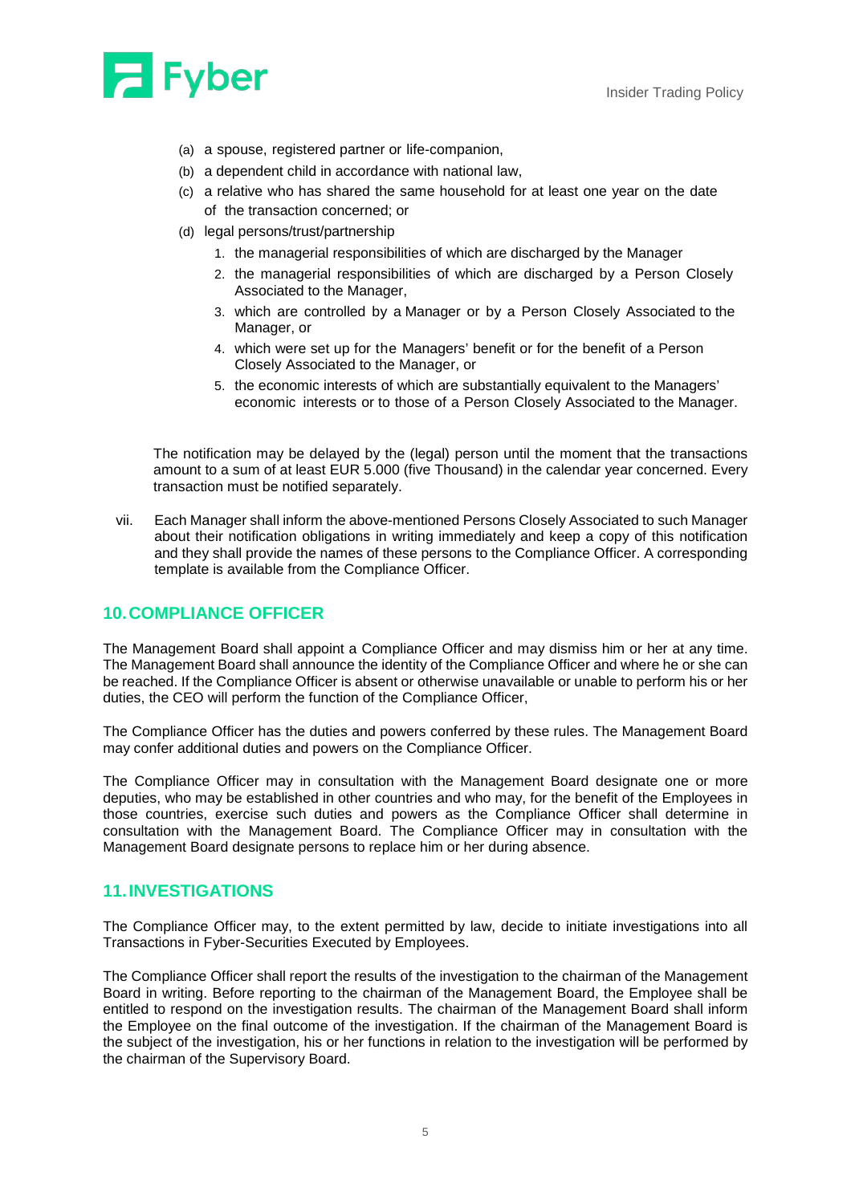(a) a spouse, registered partner or life-companion,
(b) a dependent child in accordance with national law,
(c) a relative who has shared the same household for at least one year on the date of the transaction concerned; or
(d) legal persons/trust/partnership
   1. the managerial responsibilities of which are discharged by the Manager
   2. the managerial responsibilities of which are discharged by a Person Closely Associated to the Manager,
   3. which are controlled by a Manager or by a Person Closely Associated to the Manager, or
   4. which were set up for the Managers' benefit or for the benefit of a Person Closely Associated to the Manager, or
   5. the economic interests of which are substantially equivalent to the Managers' economic interests or to those of a Person Closely Associated to the Manager.

The notification may be delayed by the (legal) person until the moment that the transactions amount to a sum of at least EUR 5.000 (five Thousand) in the calendar year concerned. Every transaction must be notified separately.

vii. Each Manager shall inform the above-mentioned Persons Closely Associated to such Manager about their notification obligations in writing immediately and keep a copy of this notification and they shall provide the names of these persons to the Compliance Officer. A corresponding template is available from the Compliance Officer.

## 10. COMPLIANCE OFFICER

The Management Board shall appoint a Compliance Officer and may dismiss him or her at any time. The Management Board shall announce the identity of the Compliance Officer and where he or she can be reached. If the Compliance Officer is absent or otherwise unavailable or unable to perform his or her duties, the CEO will perform the function of the Compliance Officer,

The Compliance Officer has the duties and powers conferred by these rules. The Management Board may confer additional duties and powers on the Compliance Officer.

The Compliance Officer may in consultation with the Management Board designate one or more deputies, who may be established in other countries and who may, for the benefit of the Employees in those countries, exercise such duties and powers as the Compliance Officer shall determine in consultation with the Management Board. The Compliance Officer may in consultation with the Management Board designate persons to replace him or her during absence.

## 11. INVESTIGATIONS

The Compliance Officer may, to the extent permitted by law, decide to initiate investigations into all Transactions in Fyber-Securities Executed by Employees.

The Compliance Officer shall report the results of the investigation to the chairman of the Management Board in writing. Before reporting to the chairman of the Management Board, the Employee shall be entitled to respond on the investigation results. The chairman of the Management Board shall inform the Employee on the final outcome of the investigation. If the chairman of the Management Board is the subject of the investigation, his or her functions in relation to the investigation will be performed by the chairman of the Supervisory Board.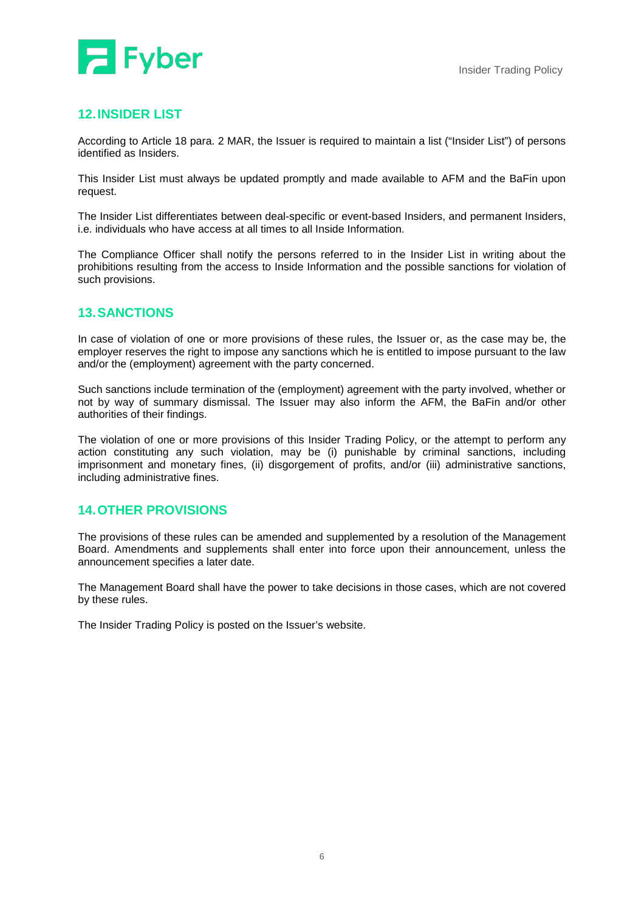## 12. INSIDER LIST

According to Article 18 para. 2 MAR, the Issuer is required to maintain a list ("Insider List") of persons identified as Insiders.

This Insider List must always be updated promptly and made available to AFM and the BaFin upon request.

The Insider List differentiates between deal-specific or event-based Insiders, and permanent Insiders, i.e. individuals who have access at all times to all Inside Information.

The Compliance Officer shall notify the persons referred to in the Insider List in writing about the prohibitions resulting from the access to Inside Information and the possible sanctions for violation of such provisions.

## 13. SANCTIONS

In case of violation of one or more provisions of these rules, the Issuer or, as the case may be, the employer reserves the right to impose any sanctions which he is entitled to impose pursuant to the law and/or the (employment) agreement with the party concerned.

Such sanctions include termination of the (employment) agreement with the party involved, whether or not by way of summary dismissal. The Issuer may also inform the AFM, the BaFin and/or other authorities of their findings.

The violation of one or more provisions of this Insider Trading Policy, or the attempt to perform any action constituting any such violation, may be (i) punishable by criminal sanctions, including imprisonment and monetary fines, (ii) disgorgement of profits, and/or (iii) administrative sanctions, including administrative fines.

## 14. OTHER PROVISIONS

The provisions of these rules can be amended and supplemented by a resolution of the Management Board. Amendments and supplements shall enter into force upon their announcement, unless the announcement specifies a later date.

The Management Board shall have the power to take decisions in those cases, which are not covered by these rules.

The Insider Trading Policy is posted on the Issuer's website.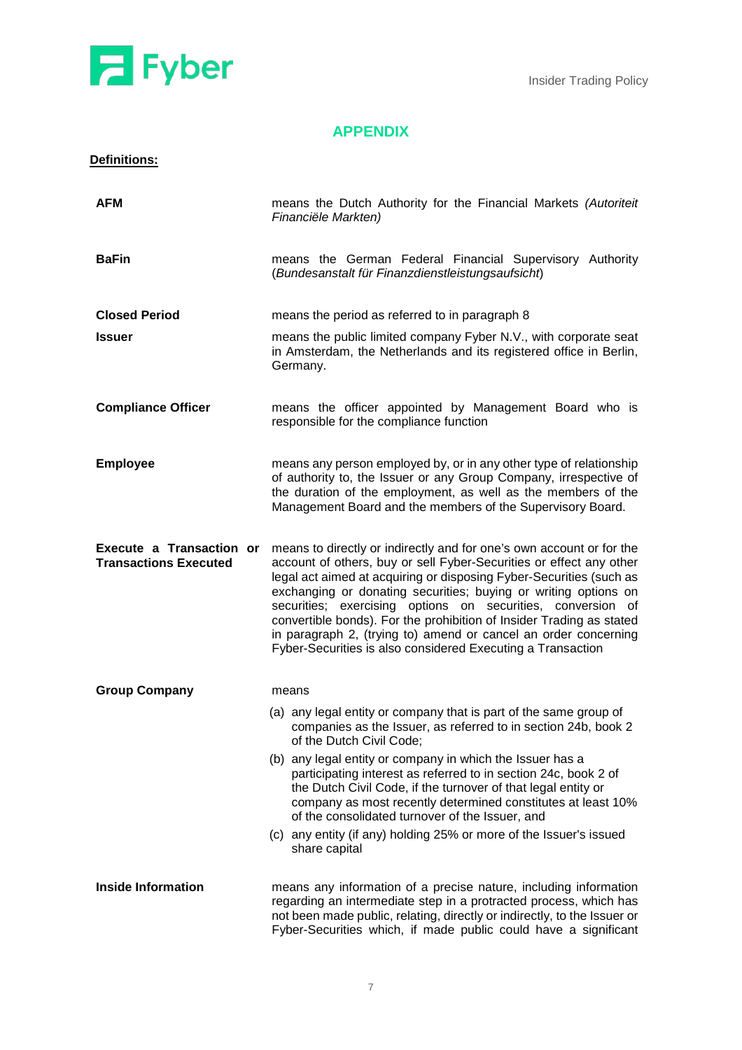## APPENDIX

**Definitions:**

**AFM** means the Dutch Authority for the Financial Markets *(Autoriteit Financiële Markten)*

**BaFin** means the German Federal Financial Supervisory Authority (*Bundesanstalt für Finanzdienstleistungsaufsicht*)

**Closed Period** means the period as referred to in paragraph 8

**Issuer** means the public limited company Fyber N.V., with corporate seat in Amsterdam, the Netherlands and its registered office in Berlin, Germany.

**Compliance Officer** means the officer appointed by Management Board who is responsible for the compliance function

**Employee** means any person employed by, or in any other type of relationship of authority to, the Issuer or any Group Company, irrespective of the duration of the employment, as well as the members of the Management Board and the members of the Supervisory Board.

**Execute a Transaction or Transactions Executed** means to directly or indirectly and for one's own account or for the account of others, buy or sell Fyber-Securities or effect any other legal act aimed at acquiring or disposing Fyber-Securities (such as exchanging or donating securities; buying or writing options on securities; exercising options on securities, conversion of convertible bonds). For the prohibition of Insider Trading as stated in paragraph 2, (trying to) amend or cancel an order concerning Fyber-Securities is also considered Executing a Transaction

**Group Company** means

(a) any legal entity or company that is part of the same group of companies as the Issuer, as referred to in section 24b, book 2 of the Dutch Civil Code;

(b) any legal entity or company in which the Issuer has a participating interest as referred to in section 24c, book 2 of the Dutch Civil Code, if the turnover of that legal entity or company as most recently determined constitutes at least 10% of the consolidated turnover of the Issuer, and

(c) any entity (if any) holding 25% or more of the Issuer's issued share capital

**Inside Information** means any information of a precise nature, including information regarding an intermediate step in a protracted process, which has not been made public, relating, directly or indirectly, to the Issuer or Fyber-Securities which, if made public could have a significant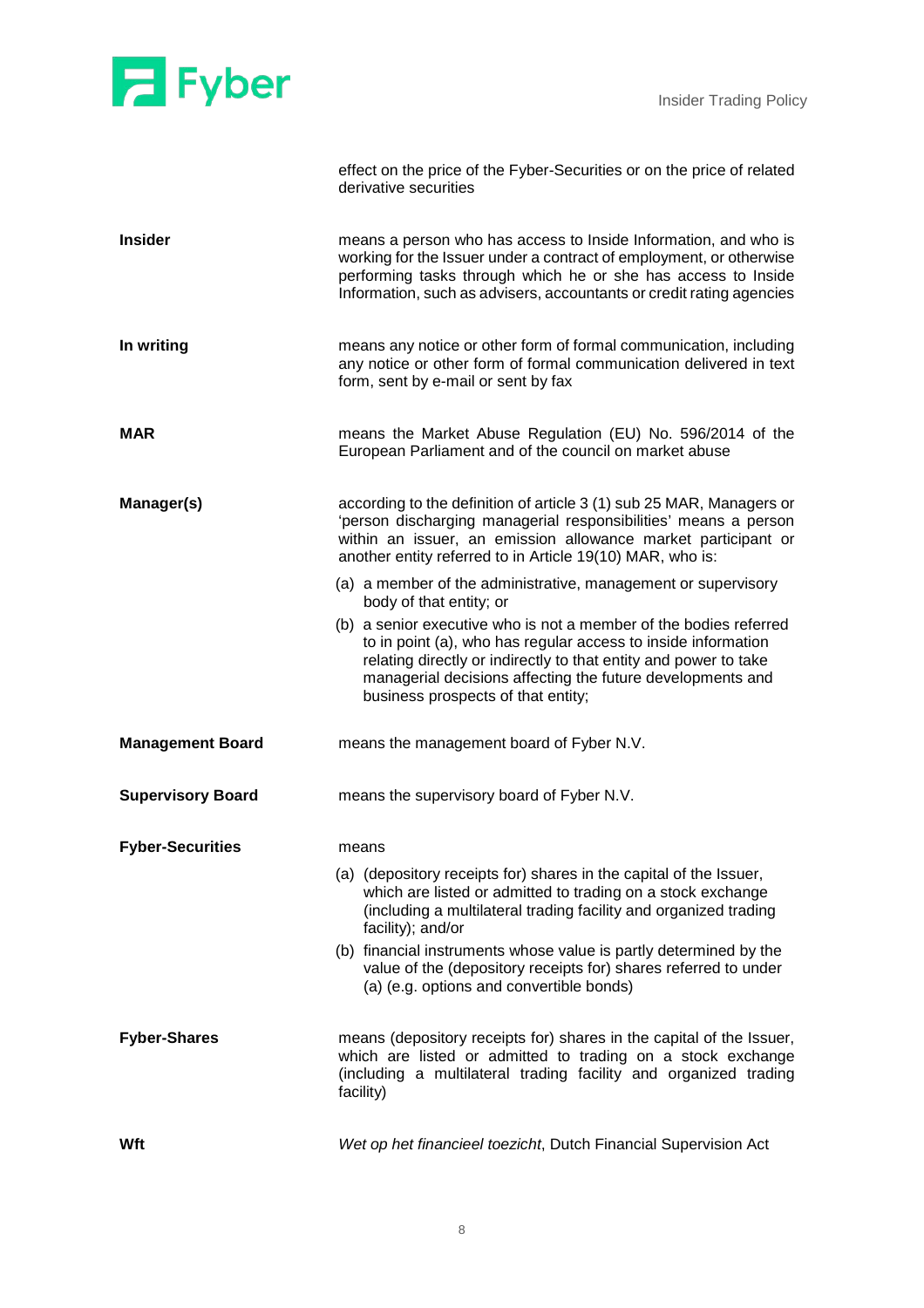| | |
|---|---|
| | effect on the price of the Fyber-Securities or on the price of related derivative securities |
| **Insider** | means a person who has access to Inside Information, and who is working for the Issuer under a contract of employment, or otherwise performing tasks through which he or she has access to Inside Information, such as advisers, accountants or credit rating agencies |
| **In writing** | means any notice or other form of formal communication, including any notice or other form of formal communication delivered in text form, sent by e-mail or sent by fax |
| **MAR** | means the Market Abuse Regulation (EU) No. 596/2014 of the European Parliament and of the council on market abuse |
| **Manager(s)** | according to the definition of article 3 (1) sub 25 MAR, Managers or 'person discharging managerial responsibilities' means a person within an issuer, an emission allowance market participant or another entity referred to in Article 19(10) MAR, who is:<br>(a) a member of the administrative, management or supervisory body of that entity; or<br>(b) a senior executive who is not a member of the bodies referred to in point (a), who has regular access to inside information relating directly or indirectly to that entity and power to take managerial decisions affecting the future developments and business prospects of that entity; |
| **Management Board** | means the management board of Fyber N.V. |
| **Supervisory Board** | means the supervisory board of Fyber N.V. |
| **Fyber-Securities** | means<br>(a) (depository receipts for) shares in the capital of the Issuer, which are listed or admitted to trading on a stock exchange (including a multilateral trading facility and organized trading facility); and/or<br>(b) financial instruments whose value is partly determined by the value of the (depository receipts for) shares referred to under (a) (e.g. options and convertible bonds) |
| **Fyber-Shares** | means (depository receipts for) shares in the capital of the Issuer, which are listed or admitted to trading on a stock exchange (including a multilateral trading facility and organized trading facility) |
| **Wft** | *Wet op het financieel toezicht*, Dutch Financial Supervision Act |